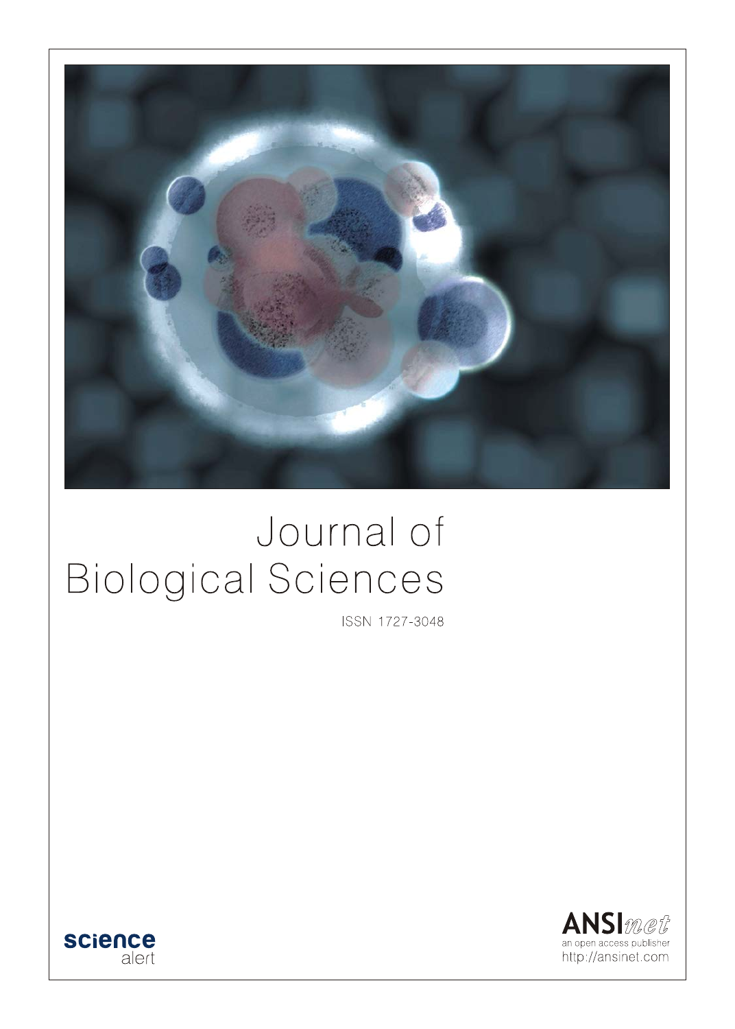# Journal of Biological Sciences

ISSN 1727-3048

science alert

ANSInet
an open access publisher
http://ansinet.com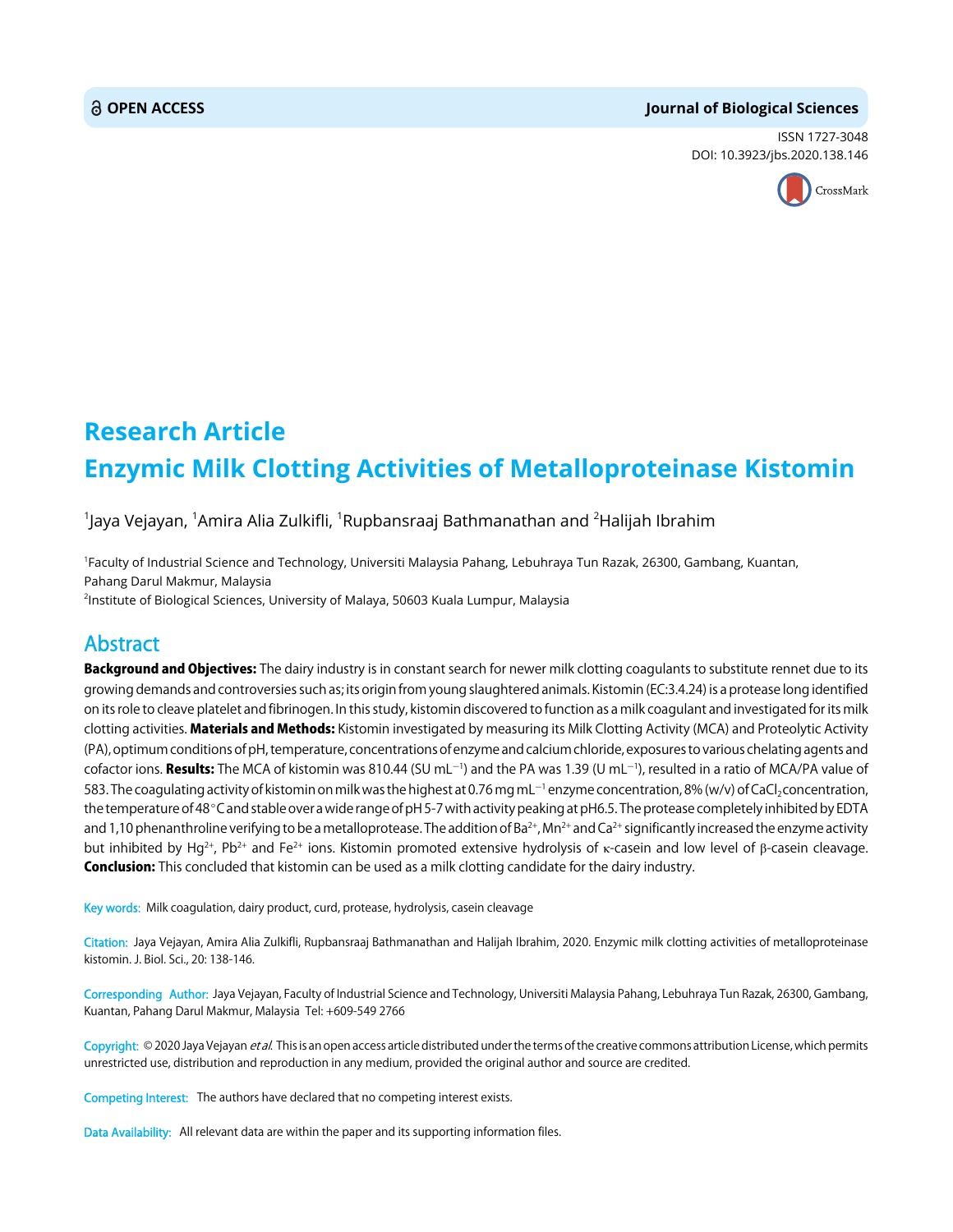**OPEN ACCESS**

**Journal of Biological Sciences**

ISSN 1727-3048
DOI: 10.3923/jbs.2020.138.146

# Research Article
# Enzymic Milk Clotting Activities of Metalloproteinase Kistomin

[1]Jaya Vejayan, [1]Amira Alia Zulkifli, [1]Rupbansraaj Bathmanathan and [2]Halijah Ibrahim

[1]Faculty of Industrial Science and Technology, Universiti Malaysia Pahang, Lebuhraya Tun Razak, 26300, Gambang, Kuantan, Pahang Darul Makmur, Malaysia
[2]Institute of Biological Sciences, University of Malaya, 50603 Kuala Lumpur, Malaysia

## Abstract

**Background and Objectives:** The dairy industry is in constant search for newer milk clotting coagulants to substitute rennet due to its growing demands and controversies such as; its origin from young slaughtered animals. Kistomin (EC:3.4.24) is a protease long identified on its role to cleave platelet and fibrinogen. In this study, kistomin discovered to function as a milk coagulant and investigated for its milk clotting activities. **Materials and Methods:** Kistomin investigated by measuring its Milk Clotting Activity (MCA) and Proteolytic Activity (PA), optimum conditions of pH, temperature, concentrations of enzyme and calcium chloride, exposures to various chelating agents and cofactor ions. **Results:** The MCA of kistomin was 810.44 (SU $mL^{-1}$) and the PA was 1.39 (U $mL^{-1}$), resulted in a ratio of MCA/PA value of 583. The coagulating activity of kistomin on milk was the highest at 0.76 mg $mL^{-1}$ enzyme concentration, 8% (w/v) of $CaCl_2$ concentration, the temperature of 48°C and stable over a wide range of pH 5-7 with activity peaking at pH6.5. The protease completely inhibited by EDTA and 1,10 phenanthroline verifying to be a metalloprotease. The addition of $Ba^{2+}$, $Mn^{2+}$ and $Ca^{2+}$ significantly increased the enzyme activity but inhibited by $Hg^{2+}$, $Pb^{2+}$ and $Fe^{2+}$ ions. Kistomin promoted extensive hydrolysis of κ-casein and low level of β-casein cleavage. **Conclusion:** This concluded that kistomin can be used as a milk clotting candidate for the dairy industry.

Key words: Milk coagulation, dairy product, curd, protease, hydrolysis, casein cleavage

Citation: Jaya Vejayan, Amira Alia Zulkifli, Rupbansraaj Bathmanathan and Halijah Ibrahim, 2020. Enzymic milk clotting activities of metalloproteinase kistomin. J. Biol. Sci., 20: 138-146.

Corresponding Author: Jaya Vejayan, Faculty of Industrial Science and Technology, Universiti Malaysia Pahang, Lebuhraya Tun Razak, 26300, Gambang, Kuantan, Pahang Darul Makmur, Malaysia Tel: +609-549 2766

Copyright: © 2020 Jaya Vejayan *et al.* This is an open access article distributed under the terms of the creative commons attribution License, which permits unrestricted use, distribution and reproduction in any medium, provided the original author and source are credited.

Competing Interest: The authors have declared that no competing interest exists.

Data Availability: All relevant data are within the paper and its supporting information files.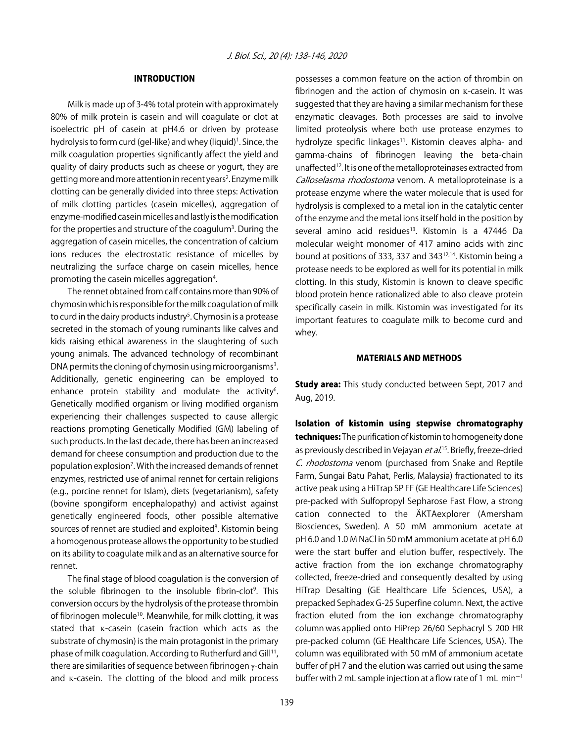## INTRODUCTION

Milk is made up of 3-4% total protein with approximately 80% of milk protein is casein and will coagulate or clot at isoelectric pH of casein at pH4.6 or driven by protease hydrolysis to form curd (gel-like) and whey (liquid)[1]. Since, the milk coagulation properties significantly affect the yield and quality of dairy products such as cheese or yogurt, they are getting more and more attention in recent years[2]. Enzyme milk clotting can be generally divided into three steps: Activation of milk clotting particles (casein micelles), aggregation of enzyme-modified casein micelles and lastly is the modification for the properties and structure of the coagulum[3]. During the aggregation of casein micelles, the concentration of calcium ions reduces the electrostatic resistance of micelles by neutralizing the surface charge on casein micelles, hence promoting the casein micelles aggregation[4].

The rennet obtained from calf contains more than 90% of chymosin which is responsible for the milk coagulation of milk to curd in the dairy products industry[5]. Chymosin is a protease secreted in the stomach of young ruminants like calves and kids raising ethical awareness in the slaughtering of such young animals. The advanced technology of recombinant DNA permits the cloning of chymosin using microorganisms[3]. Additionally, genetic engineering can be employed to enhance protein stability and modulate the activity[6]. Genetically modified organism or living modified organism experiencing their challenges suspected to cause allergic reactions prompting Genetically Modified (GM) labeling of such products. In the last decade, there has been an increased demand for cheese consumption and production due to the population explosion[7]. With the increased demands of rennet enzymes, restricted use of animal rennet for certain religions (e.g., porcine rennet for Islam), diets (vegetarianism), safety (bovine spongiform encephalopathy) and activist against genetically engineered foods, other possible alternative sources of rennet are studied and exploited[8]. Kistomin being a homogenous protease allows the opportunity to be studied on its ability to coagulate milk and as an alternative source for rennet.

The final stage of blood coagulation is the conversion of the soluble fibrinogen to the insoluble fibrin-clot[9]. This conversion occurs by the hydrolysis of the protease thrombin of fibrinogen molecule[10]. Meanwhile, for milk clotting, it was stated that κ-casein (casein fraction which acts as the substrate of chymosin) is the main protagonist in the primary phase of milk coagulation. According to Rutherfurd and Gill[11], there are similarities of sequence between fibrinogen γ-chain and κ-casein. The clotting of the blood and milk process possesses a common feature on the action of thrombin on fibrinogen and the action of chymosin on κ-casein. It was suggested that they are having a similar mechanism for these enzymatic cleavages. Both processes are said to involve limited proteolysis where both use protease enzymes to hydrolyze specific linkages[11]. Kistomin cleaves alpha- and gamma-chains of fibrinogen leaving the beta-chain unaffected[12]. It is one of the metalloproteinases extracted from *Calloselasma rhodostoma* venom. A metalloproteinase is a protease enzyme where the water molecule that is used for hydrolysis is complexed to a metal ion in the catalytic center of the enzyme and the metal ions itself hold in the position by several amino acid residues[13]. Kistomin is a 47446 Da molecular weight monomer of 417 amino acids with zinc bound at positions of 333, 337 and 343[12,14]. Kistomin being a protease needs to be explored as well for its potential in milk clotting. In this study, Kistomin is known to cleave specific blood protein hence rationalized able to also cleave protein specifically casein in milk. Kistomin was investigated for its important features to coagulate milk to become curd and whey.

## MATERIALS AND METHODS

**Study area:** This study conducted between Sept, 2017 and Aug, 2019.

**Isolation of kistomin using stepwise chromatography techniques:** The purification of kistomin to homogeneity done as previously described in Vejayan *et al*.[15]. Briefly, freeze-dried *C. rhodostoma* venom (purchased from Snake and Reptile Farm, Sungai Batu Pahat, Perlis, Malaysia) fractionated to its active peak using a HiTrap SP FF (GE Healthcare Life Sciences) pre-packed with Sulfopropyl Sepharose Fast Flow, a strong cation connected to the ÄKTAexplorer (Amersham Biosciences, Sweden). A 50 mM ammonium acetate at pH 6.0 and 1.0 M NaCl in 50 mM ammonium acetate at pH 6.0 were the start buffer and elution buffer, respectively. The active fraction from the ion exchange chromatography collected, freeze-dried and consequently desalted by using HiTrap Desalting (GE Healthcare Life Sciences, USA), a prepacked Sephadex G-25 Superfine column. Next, the active fraction eluted from the ion exchange chromatography column was applied onto HiPrep 26/60 Sephacryl S 200 HR pre-packed column (GE Healthcare Life Sciences, USA). The column was equilibrated with 50 mM of ammonium acetate buffer of pH 7 and the elution was carried out using the same buffer with 2 mL sample injection at a flow rate of 1 mL $min^{-1}$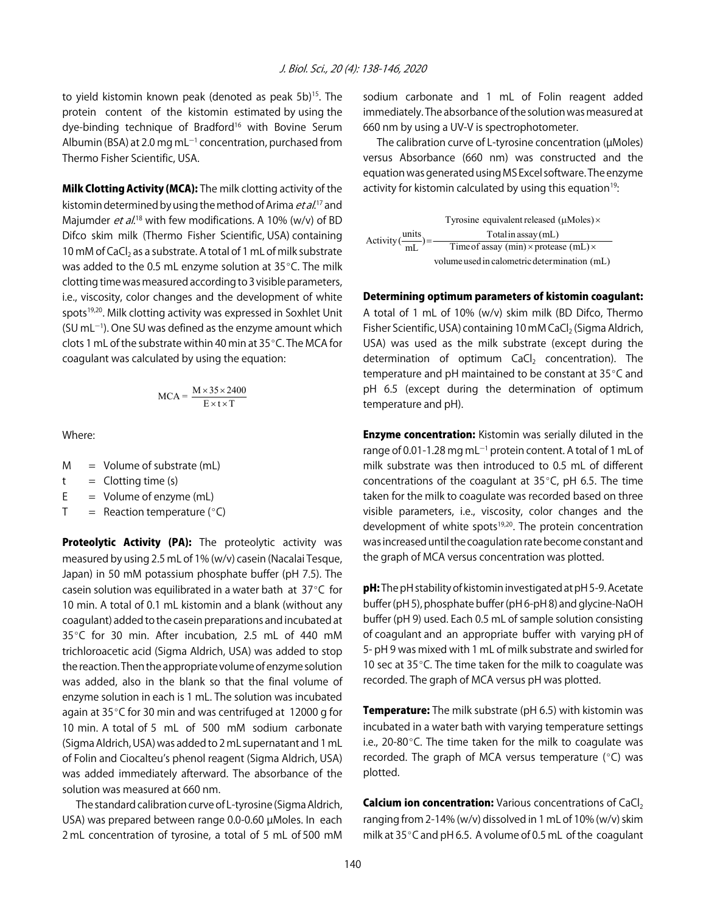to yield kistomin known peak (denoted as peak 5b)[15]. The protein content of the kistomin estimated by using the dye-binding technique of Bradford[16] with Bovine Serum Albumin (BSA) at 2.0 mg $mL^{-1}$ concentration, purchased from Thermo Fisher Scientific, USA.

**Milk Clotting Activity (MCA):** The milk clotting activity of the kistomin determined by using the method of Arima *et al.*[17] and Majumder *et al.*[18] with few modifications. A 10% (w/v) of BD Difco skim milk (Thermo Fisher Scientific, USA) containing 10 mM of $CaCl_2$ as a substrate. A total of 1 mL of milk substrate was added to the 0.5 mL enzyme solution at 35°C. The milk clotting time was measured according to 3 visible parameters, i.e., viscosity, color changes and the development of white spots[19,20]. Milk clotting activity was expressed in Soxhlet Unit (SU $mL^{-1}$). One SU was defined as the enzyme amount which clots 1 mL of the substrate within 40 min at 35°C. The MCA for coagulant was calculated by using the equation:

$$\text{MCA} = \frac{M \times 35 \times 2400}{E \times t \times T}$$

Where:

- M = Volume of substrate (mL)
- t = Clotting time (s)
- E = Volume of enzyme (mL)
- T = Reaction temperature (°C)

**Proteolytic Activity (PA):** The proteolytic activity was measured by using 2.5 mL of 1% (w/v) casein (Nacalai Tesque, Japan) in 50 mM potassium phosphate buffer (pH 7.5). The casein solution was equilibrated in a water bath at 37°C for 10 min. A total of 0.1 mL kistomin and a blank (without any coagulant) added to the casein preparations and incubated at 35°C for 30 min. After incubation, 2.5 mL of 440 mM trichloroacetic acid (Sigma Aldrich, USA) was added to stop the reaction. Then the appropriate volume of enzyme solution was added, also in the blank so that the final volume of enzyme solution in each is 1 mL. The solution was incubated again at 35°C for 30 min and was centrifuged at 12000 g for 10 min. A total of 5 mL of 500 mM sodium carbonate (Sigma Aldrich, USA) was added to 2 mL supernatant and 1 mL of Folin and Ciocalteu's phenol reagent (Sigma Aldrich, USA) was added immediately afterward. The absorbance of the solution was measured at 660 nm.

The standard calibration curve of L-tyrosine (Sigma Aldrich, USA) was prepared between range 0.0-0.60 µMoles. In each 2 mL concentration of tyrosine, a total of 5 mL of 500 mM sodium carbonate and 1 mL of Folin reagent added immediately. The absorbance of the solution was measured at 660 nm by using a UV-V is spectrophotometer.

The calibration curve of L-tyrosine concentration (µMoles) versus Absorbance (660 nm) was constructed and the equation was generated using MS Excel software. The enzyme activity for kistomin calculated by using this equation[19]:

$$\text{Activity}\left(\frac{\text{units}}{\text{mL}}\right) = \frac{\text{Tyrosine equivalent released } (\mu\text{Moles}) \times \text{Total in assay (mL)}}{\text{Time of assay (min)} \times \text{protease (mL)} \times \text{volume used in calometric determination (mL)}}$$

**Determining optimum parameters of kistomin coagulant:** A total of 1 mL of 10% (w/v) skim milk (BD Difco, Thermo Fisher Scientific, USA) containing 10 mM $CaCl_2$ (Sigma Aldrich, USA) was used as the milk substrate (except during the determination of optimum $CaCl_2$ concentration). The temperature and pH maintained to be constant at 35°C and pH 6.5 (except during the determination of optimum temperature and pH).

**Enzyme concentration:** Kistomin was serially diluted in the range of 0.01-1.28 mg $mL^{-1}$ protein content. A total of 1 mL of milk substrate was then introduced to 0.5 mL of different concentrations of the coagulant at 35°C, pH 6.5. The time taken for the milk to coagulate was recorded based on three visible parameters, i.e., viscosity, color changes and the development of white spots[19,20]. The protein concentration was increased until the coagulation rate become constant and the graph of MCA versus concentration was plotted.

**pH:** The pH stability of kistomin investigated at pH 5-9. Acetate buffer (pH 5), phosphate buffer (pH 6-pH 8) and glycine-NaOH buffer (pH 9) used. Each 0.5 mL of sample solution consisting of coagulant and an appropriate buffer with varying pH of 5- pH 9 was mixed with 1 mL of milk substrate and swirled for 10 sec at 35°C. The time taken for the milk to coagulate was recorded. The graph of MCA versus pH was plotted.

**Temperature:** The milk substrate (pH 6.5) with kistomin was incubated in a water bath with varying temperature settings i.e., 20-80°C. The time taken for the milk to coagulate was recorded. The graph of MCA versus temperature (°C) was plotted.

**Calcium ion concentration:** Various concentrations of $CaCl_2$ ranging from 2-14% (w/v) dissolved in 1 mL of 10% (w/v) skim milk at 35°C and pH 6.5. A volume of 0.5 mL of the coagulant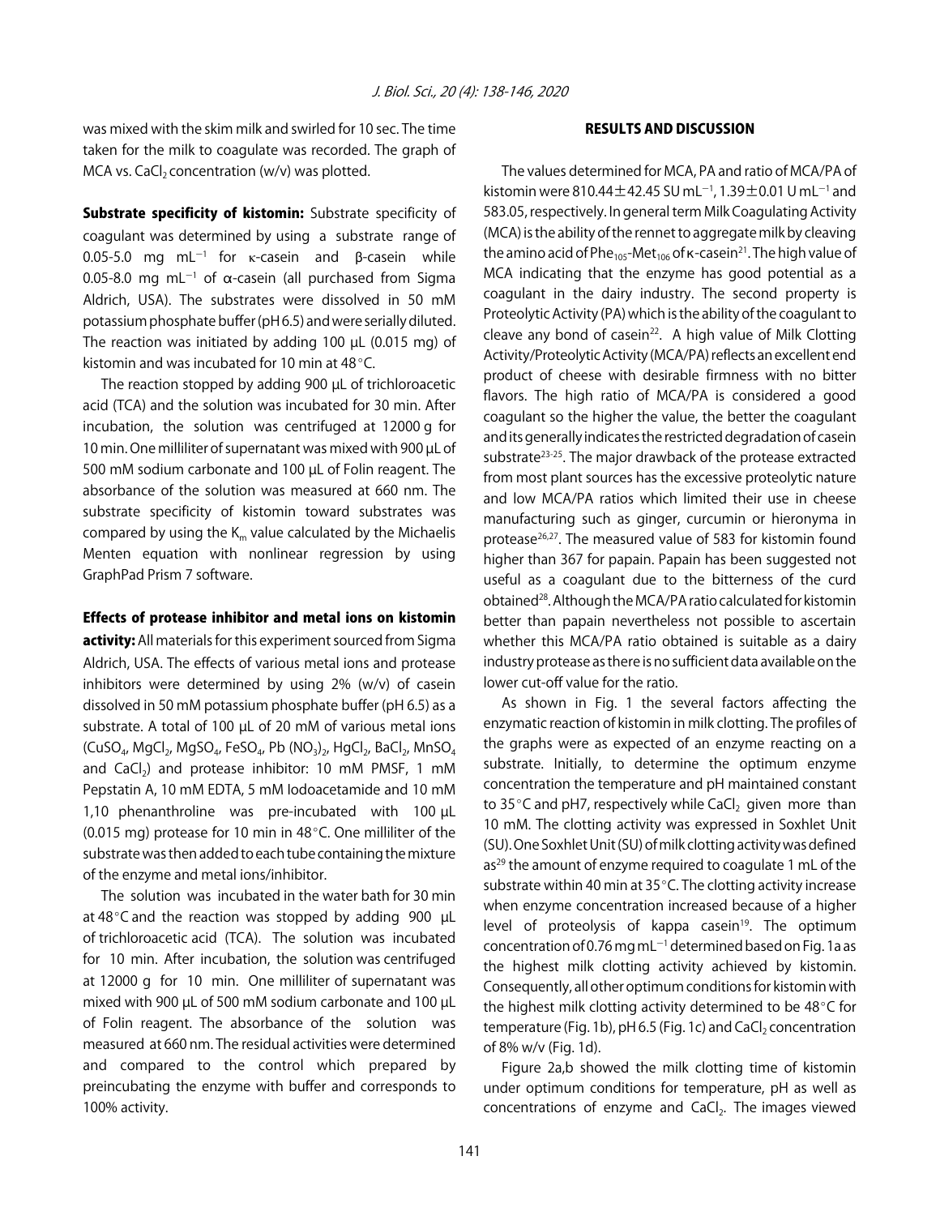was mixed with the skim milk and swirled for 10 sec. The time taken for the milk to coagulate was recorded. The graph of MCA vs. $CaCl_2$ concentration (w/v) was plotted.

**Substrate specificity of kistomin:** Substrate specificity of coagulant was determined by using a substrate range of 0.05-5.0 mg $mL^{-1}$ for κ-casein and β-casein while 0.05-8.0 mg $mL^{-1}$ of α-casein (all purchased from Sigma Aldrich, USA). The substrates were dissolved in 50 mM potassium phosphate buffer (pH 6.5) and were serially diluted. The reaction was initiated by adding 100 μL (0.015 mg) of kistomin and was incubated for 10 min at 48°C.

The reaction stopped by adding 900 μL of trichloroacetic acid (TCA) and the solution was incubated for 30 min. After incubation, the solution was centrifuged at 12000 g for 10 min. One milliliter of supernatant was mixed with 900 μL of 500 mM sodium carbonate and 100 μL of Folin reagent. The absorbance of the solution was measured at 660 nm. The substrate specificity of kistomin toward substrates was compared by using the $K_m$ value calculated by the Michaelis Menten equation with nonlinear regression by using GraphPad Prism 7 software.

**Effects of protease inhibitor and metal ions on kistomin activity:** All materials for this experiment sourced from Sigma Aldrich, USA. The effects of various metal ions and protease inhibitors were determined by using 2% (w/v) of casein dissolved in 50 mM potassium phosphate buffer (pH 6.5) as a substrate. A total of 100 μL of 20 mM of various metal ions ($CuSO_4$, $MgCl_2$, $MgSO_4$, $FeSO_4$, $Pb(NO_3)_2$, $HgCl_2$, $BaCl_2$, $MnSO_4$ and $CaCl_2$) and protease inhibitor: 10 mM PMSF, 1 mM Pepstatin A, 10 mM EDTA, 5 mM Iodoacetamide and 10 mM 1,10 phenanthroline was pre-incubated with 100 μL (0.015 mg) protease for 10 min in 48°C. One milliliter of the substrate was then added to each tube containing the mixture of the enzyme and metal ions/inhibitor.

The solution was incubated in the water bath for 30 min at 48°C and the reaction was stopped by adding 900 μL of trichloroacetic acid (TCA). The solution was incubated for 10 min. After incubation, the solution was centrifuged at 12000 g for 10 min. One milliliter of supernatant was mixed with 900 μL of 500 mM sodium carbonate and 100 μL of Folin reagent. The absorbance of the solution was measured at 660 nm. The residual activities were determined and compared to the control which prepared by preincubating the enzyme with buffer and corresponds to 100% activity.

## RESULTS AND DISCUSSION

The values determined for MCA, PA and ratio of MCA/PA of kistomin were 810.44±42.45 SU $mL^{-1}$, 1.39±0.01 U $mL^{-1}$ and 583.05, respectively. In general term Milk Coagulating Activity (MCA) is the ability of the rennet to aggregate milk by cleaving the amino acid of $Phe_{105}$-$Met_{106}$ of κ-casein[21]. The high value of MCA indicating that the enzyme has good potential as a coagulant in the dairy industry. The second property is Proteolytic Activity (PA) which is the ability of the coagulant to cleave any bond of casein[22]. A high value of Milk Clotting Activity/Proteolytic Activity (MCA/PA) reflects an excellent end product of cheese with desirable firmness with no bitter flavors. The high ratio of MCA/PA is considered a good coagulant so the higher the value, the better the coagulant and its generally indicates the restricted degradation of casein substrate[23-25]. The major drawback of the protease extracted from most plant sources has the excessive proteolytic nature and low MCA/PA ratios which limited their use in cheese manufacturing such as ginger, curcumin or hieronyma in protease[26,27]. The measured value of 583 for kistomin found higher than 367 for papain. Papain has been suggested not useful as a coagulant due to the bitterness of the curd obtained[28]. Although the MCA/PA ratio calculated for kistomin better than papain nevertheless not possible to ascertain whether this MCA/PA ratio obtained is suitable as a dairy industry protease as there is no sufficient data available on the lower cut-off value for the ratio.

As shown in Fig. 1 the several factors affecting the enzymatic reaction of kistomin in milk clotting. The profiles of the graphs were as expected of an enzyme reacting on a substrate. Initially, to determine the optimum enzyme concentration the temperature and pH maintained constant to 35°C and pH7, respectively while $CaCl_2$ given more than 10 mM. The clotting activity was expressed in Soxhlet Unit (SU). One Soxhlet Unit (SU) of milk clotting activity was defined as[29] the amount of enzyme required to coagulate 1 mL of the substrate within 40 min at 35°C. The clotting activity increase when enzyme concentration increased because of a higher level of proteolysis of kappa casein[19]. The optimum concentration of 0.76 mg $mL^{-1}$ determined based on Fig. 1a as the highest milk clotting activity achieved by kistomin. Consequently, all other optimum conditions for kistomin with the highest milk clotting activity determined to be 48°C for temperature (Fig. 1b), pH 6.5 (Fig. 1c) and $CaCl_2$ concentration of 8% w/v (Fig. 1d).

Figure 2a,b showed the milk clotting time of kistomin under optimum conditions for temperature, pH as well as concentrations of enzyme and $CaCl_2$. The images viewed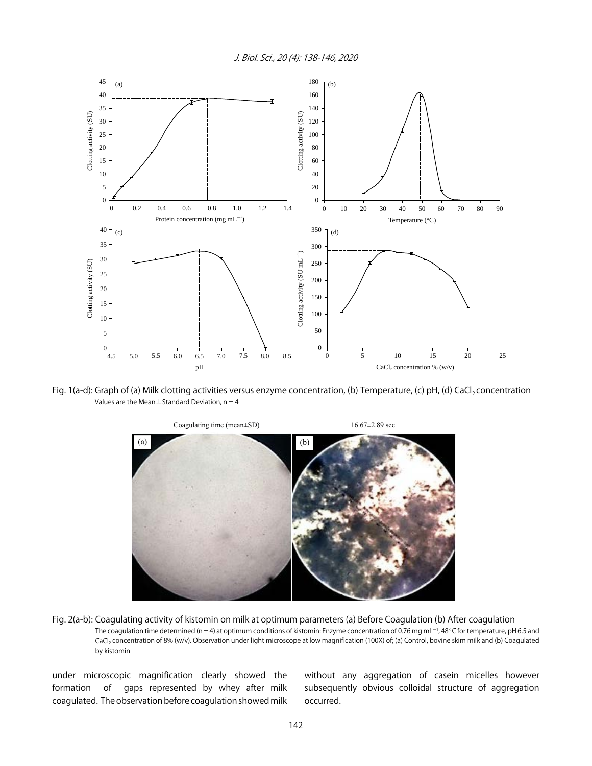Fig. 1(a-d): Graph of (a) Milk clotting activities versus enzyme concentration, (b) Temperature, (c) pH, (d) $CaCl_2$ concentration
Values are the Mean ± Standard Deviation, n = 4

Coagulating time (mean±SD) 16.67±2.89 sec

Fig. 2(a-b): Coagulating activity of kistomin on milk at optimum parameters (a) Before Coagulation (b) After coagulation
The coagulation time determined (n = 4) at optimum conditions of kistomin: Enzyme concentration of 0.76 mg $mL^{-1}$, 48°C for temperature, pH 6.5 and $CaCl_2$ concentration of 8% (w/v). Observation under light microscope at low magnification (100X) of; (a) Control, bovine skim milk and (b) Coagulated by kistomin

under microscopic magnification clearly showed the formation of gaps represented by whey after milk coagulated. The observation before coagulation showed milk without any aggregation of casein micelles however subsequently obvious colloidal structure of aggregation occurred.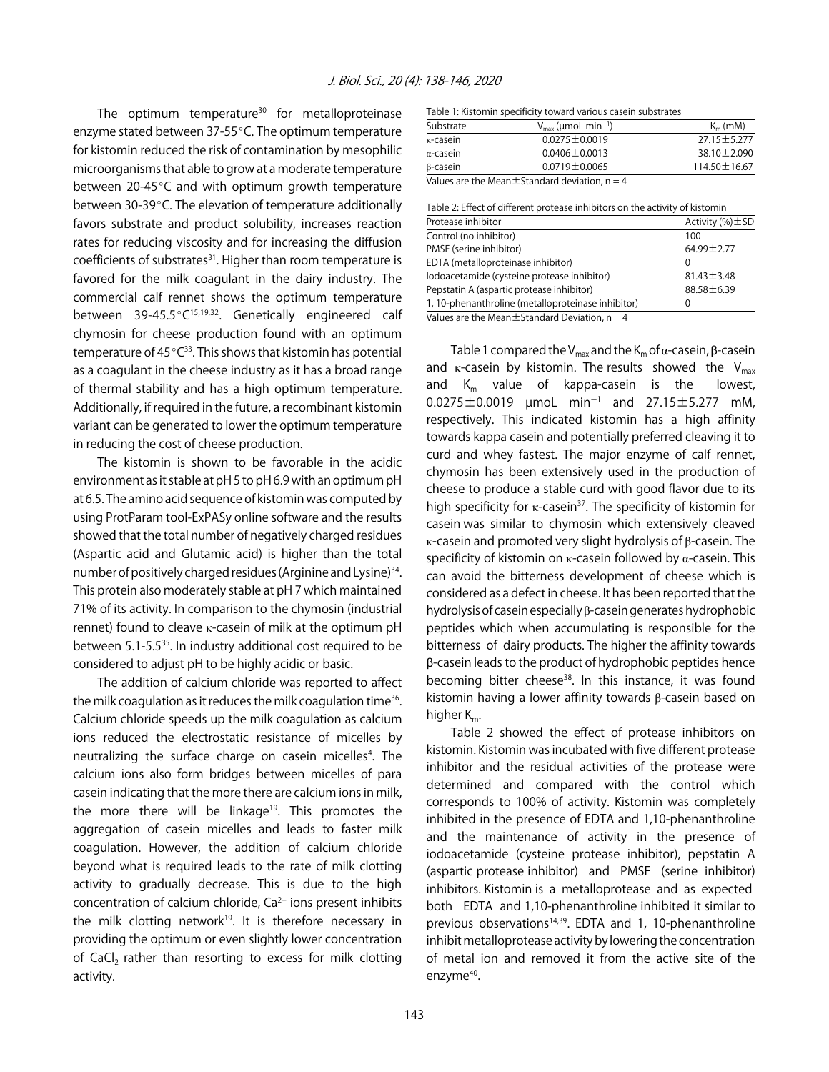The optimum temperature[30] for metalloproteinase enzyme stated between 37-55°C. The optimum temperature for kistomin reduced the risk of contamination by mesophilic microorganisms that able to grow at a moderate temperature between 20-45°C and with optimum growth temperature between 30-39°C. The elevation of temperature additionally favors substrate and product solubility, increases reaction rates for reducing viscosity and for increasing the diffusion coefficients of substrates[31]. Higher than room temperature is favored for the milk coagulant in the dairy industry. The commercial calf rennet shows the optimum temperature between 39-45.5°C[15,19,32]. Genetically engineered calf chymosin for cheese production found with an optimum temperature of 45°C[33]. This shows that kistomin has potential as a coagulant in the cheese industry as it has a broad range of thermal stability and has a high optimum temperature. Additionally, if required in the future, a recombinant kistomin variant can be generated to lower the optimum temperature in reducing the cost of cheese production.

The kistomin is shown to be favorable in the acidic environment as it stable at pH 5 to pH 6.9 with an optimum pH at 6.5. The amino acid sequence of kistomin was computed by using ProtParam tool-ExPASy online software and the results showed that the total number of negatively charged residues (Aspartic acid and Glutamic acid) is higher than the total number of positively charged residues (Arginine and Lysine)[34]. This protein also moderately stable at pH 7 which maintained 71% of its activity. In comparison to the chymosin (industrial rennet) found to cleave κ-casein of milk at the optimum pH between 5.1-5.5[35]. In industry additional cost required to be considered to adjust pH to be highly acidic or basic.

The addition of calcium chloride was reported to affect the milk coagulation as it reduces the milk coagulation time[36]. Calcium chloride speeds up the milk coagulation as calcium ions reduced the electrostatic resistance of micelles by neutralizing the surface charge on casein micelles[4]. The calcium ions also form bridges between micelles of para casein indicating that the more there are calcium ions in milk, the more there will be linkage[19]. This promotes the aggregation of casein micelles and leads to faster milk coagulation. However, the addition of calcium chloride beyond what is required leads to the rate of milk clotting activity to gradually decrease. This is due to the high concentration of calcium chloride, $Ca^{2+}$ ions present inhibits the milk clotting network[19]. It is therefore necessary in providing the optimum or even slightly lower concentration of $CaCl_2$ rather than resorting to excess for milk clotting activity.

Table 1: Kistomin specificity toward various casein substrates

| Substrate | $V_{max}$ (μmoL min$^{-1}$) | $K_m$ (mM) |
|---|---|---|
| κ-casein | 0.0275±0.0019 | 27.15±5.277 |
| α-casein | 0.0406±0.0013 | 38.10±2.090 |
| β-casein | 0.0719±0.0065 | 114.50±16.67 |

Values are the Mean±Standard deviation, n = 4

Table 2: Effect of different protease inhibitors on the activity of kistomin

| Protease inhibitor | Activity (%)±SD |
|---|---|
| Control (no inhibitor) | 100 |
| PMSF (serine inhibitor) | 64.99±2.77 |
| EDTA (metalloproteinase inhibitor) | 0 |
| Iodoacetamide (cysteine protease inhibitor) | 81.43±3.48 |
| Pepstatin A (aspartic protease inhibitor) | 88.58±6.39 |
| 1, 10-phenanthroline (metalloproteinase inhibitor) | 0 |

Values are the Mean±Standard Deviation, n = 4

Table 1 compared the $V_{max}$ and the $K_m$ of α-casein, β-casein and κ-casein by kistomin. The results showed the $V_{max}$ and $K_m$ value of kappa-casein is the lowest, 0.0275±0.0019 μmoL min$^{-1}$ and 27.15±5.277 mM, respectively. This indicated kistomin has a high affinity towards kappa casein and potentially preferred cleaving it to curd and whey fastest. The major enzyme of calf rennet, chymosin has been extensively used in the production of cheese to produce a stable curd with good flavor due to its high specificity for κ-casein[37]. The specificity of kistomin for casein was similar to chymosin which extensively cleaved κ-casein and promoted very slight hydrolysis of β-casein. The specificity of kistomin on κ-casein followed by α-casein. This can avoid the bitterness development of cheese which is considered as a defect in cheese. It has been reported that the hydrolysis of casein especially β-casein generates hydrophobic peptides which when accumulating is responsible for the bitterness of dairy products. The higher the affinity towards β-casein leads to the product of hydrophobic peptides hence becoming bitter cheese[38]. In this instance, it was found kistomin having a lower affinity towards β-casein based on higher $K_m$.

Table 2 showed the effect of protease inhibitors on kistomin. Kistomin was incubated with five different protease inhibitor and the residual activities of the protease were determined and compared with the control which corresponds to 100% of activity. Kistomin was completely inhibited in the presence of EDTA and 1,10-phenanthroline and the maintenance of activity in the presence of iodoacetamide (cysteine protease inhibitor), pepstatin A (aspartic protease inhibitor) and PMSF (serine inhibitor) inhibitors. Kistomin is a metalloprotease and as expected both EDTA and 1,10-phenanthroline inhibited it similar to previous observations[14,39]. EDTA and 1, 10-phenanthroline inhibit metalloprotease activity by lowering the concentration of metal ion and removed it from the active site of the enzyme[40].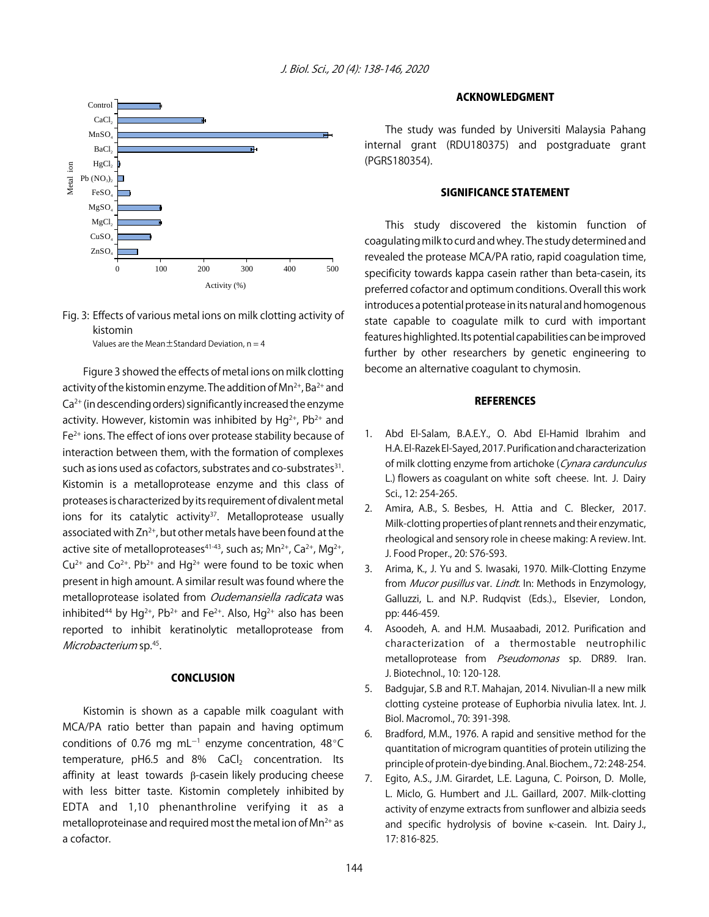Fig. 3: Effects of various metal ions on milk clotting activity of kistomin

Values are the Mean±Standard Deviation, n = 4

Figure 3 showed the effects of metal ions on milk clotting activity of the kistomin enzyme. The addition of $Mn^{2+}$, $Ba^{2+}$ and $Ca^{2+}$ (in descending orders) significantly increased the enzyme activity. However, kistomin was inhibited by $Hg^{2+}$, $Pb^{2+}$ and $Fe^{2+}$ ions. The effect of ions over protease stability because of interaction between them, with the formation of complexes such as ions used as cofactors, substrates and co-substrates[31]. Kistomin is a metalloprotease enzyme and this class of proteases is characterized by its requirement of divalent metal ions for its catalytic activity[37]. Metalloprotease usually associated with $Zn^{2+}$, but other metals have been found at the active site of metalloproteases[41-43], such as; $Mn^{2+}$, $Ca^{2+}$, $Mg^{2+}$, $Cu^{2+}$ and $Co^{2+}$. $Pb^{2+}$ and $Hg^{2+}$ were found to be toxic when present in high amount. A similar result was found where the metalloprotease isolated from *Oudemansiella radicata* was inhibited[44] by $Hg^{2+}$, $Pb^{2+}$ and $Fe^{2+}$. Also, $Hg^{2+}$ also has been reported to inhibit keratinolytic metalloprotease from *Microbacterium* sp.[45].

## CONCLUSION

Kistomin is shown as a capable milk coagulant with MCA/PA ratio better than papain and having optimum conditions of 0.76 mg $mL^{-1}$ enzyme concentration, 48°C temperature, pH6.5 and 8% $CaCl_2$ concentration. Its affinity at least towards β-casein likely producing cheese with less bitter taste. Kistomin completely inhibited by EDTA and 1,10 phenanthroline verifying it as a metalloproteinase and required most the metal ion of $Mn^{2+}$ as a cofactor.

## ACKNOWLEDGMENT

The study was funded by Universiti Malaysia Pahang internal grant (RDU180375) and postgraduate grant (PGRS180354).

## SIGNIFICANCE STATEMENT

This study discovered the kistomin function of coagulating milk to curd and whey. The study determined and revealed the protease MCA/PA ratio, rapid coagulation time, specificity towards kappa casein rather than beta-casein, its preferred cofactor and optimum conditions. Overall this work introduces a potential protease in its natural and homogenous state capable to coagulate milk to curd with important features highlighted. Its potential capabilities can be improved further by other researchers by genetic engineering to become an alternative coagulant to chymosin.

## REFERENCES

1. Abd El-Salam, B.A.E.Y., O. Abd El-Hamid Ibrahim and H.A. El-Razek El-Sayed, 2017. Purification and characterization of milk clotting enzyme from artichoke (*Cynara cardunculus* L.) flowers as coagulant on white soft cheese. Int. J. Dairy Sci., 12: 254-265.
2. Amira, A.B., S. Besbes, H. Attia and C. Blecker, 2017. Milk-clotting properties of plant rennets and their enzymatic, rheological and sensory role in cheese making: A review. Int. J. Food Proper., 20: S76-S93.
3. Arima, K., J. Yu and S. Iwasaki, 1970. Milk-Clotting Enzyme from *Mucor pusillus* var. *Lindt*. In: Methods in Enzymology, Galluzzi, L. and N.P. Rudqvist (Eds.)., Elsevier, London, pp: 446-459.
4. Asoodeh, A. and H.M. Musaabadi, 2012. Purification and characterization of a thermostable neutrophilic metalloprotease from *Pseudomonas* sp. DR89. Iran. J. Biotechnol., 10: 120-128.
5. Badgujar, S.B and R.T. Mahajan, 2014. Nivulian-II a new milk clotting cysteine protease of Euphorbia nivulia latex. Int. J. Biol. Macromol., 70: 391-398.
6. Bradford, M.M., 1976. A rapid and sensitive method for the quantitation of microgram quantities of protein utilizing the principle of protein-dye binding. Anal. Biochem., 72: 248-254.
7. Egito, A.S., J.M. Girardet, L.E. Laguna, C. Poirson, D. Molle, L. Miclo, G. Humbert and J.L. Gaillard, 2007. Milk-clotting activity of enzyme extracts from sunflower and albizia seeds and specific hydrolysis of bovine κ-casein. Int. Dairy J., 17: 816-825.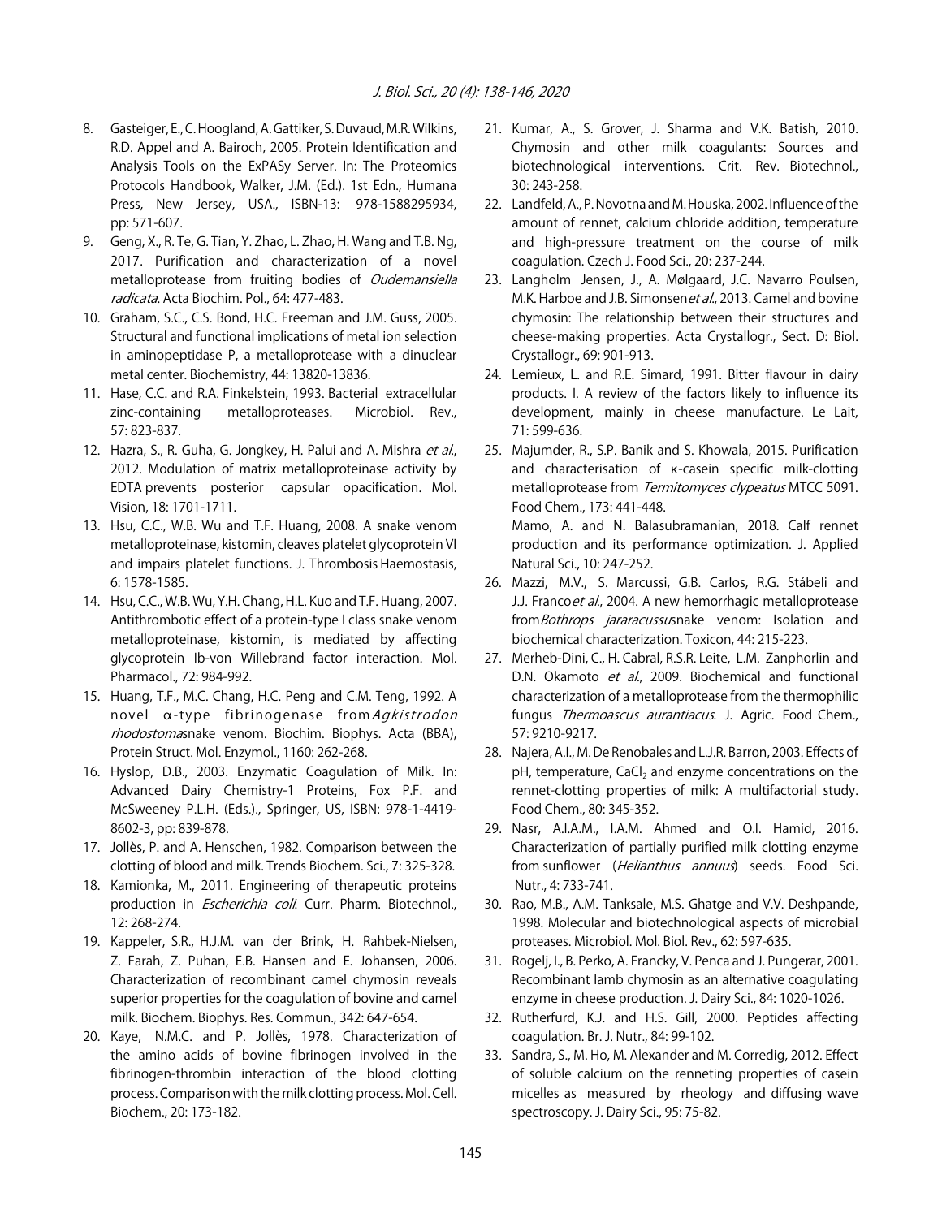8. Gasteiger, E., C. Hoogland, A. Gattiker, S. Duvaud, M.R. Wilkins, R.D. Appel and A. Bairoch, 2005. Protein Identification and Analysis Tools on the ExPASy Server. In: The Proteomics Protocols Handbook, Walker, J.M. (Ed.). 1st Edn., Humana Press, New Jersey, USA., ISBN-13: 978-1588295934, pp: 571-607.
9. Geng, X., R. Te, G. Tian, Y. Zhao, L. Zhao, H. Wang and T.B. Ng, 2017. Purification and characterization of a novel metalloprotease from fruiting bodies of *Oudemansiella radicata*. Acta Biochim. Pol., 64: 477-483.
10. Graham, S.C., C.S. Bond, H.C. Freeman and J.M. Guss, 2005. Structural and functional implications of metal ion selection in aminopeptidase P, a metalloprotease with a dinuclear metal center. Biochemistry, 44: 13820-13836.
11. Hase, C.C. and R.A. Finkelstein, 1993. Bacterial extracellular zinc-containing metalloproteases. Microbiol. Rev., 57: 823-837.
12. Hazra, S., R. Guha, G. Jongkey, H. Palui and A. Mishra *et al*., 2012. Modulation of matrix metalloproteinase activity by EDTA prevents posterior capsular opacification. Mol. Vision, 18: 1701-1711.
13. Hsu, C.C., W.B. Wu and T.F. Huang, 2008. A snake venom metalloproteinase, kistomin, cleaves platelet glycoprotein VI and impairs platelet functions. J. Thrombosis Haemostasis, 6: 1578-1585.
14. Hsu, C.C., W.B. Wu, Y.H. Chang, H.L. Kuo and T.F. Huang, 2007. Antithrombotic effect of a protein-type I class snake venom metalloproteinase, kistomin, is mediated by affecting glycoprotein Ib-von Willebrand factor interaction. Mol. Pharmacol., 72: 984-992.
15. Huang, T.F., M.C. Chang, H.C. Peng and C.M. Teng, 1992. A novel α-type fibrinogenase from *Agkistrodon rhodostoma* snake venom. Biochim. Biophys. Acta (BBA), Protein Struct. Mol. Enzymol., 1160: 262-268.
16. Hyslop, D.B., 2003. Enzymatic Coagulation of Milk. In: Advanced Dairy Chemistry-1 Proteins, Fox P.F. and McSweeney P.L.H. (Eds.)., Springer, US, ISBN: 978-1-4419-8602-3, pp: 839-878.
17. Jollès, P. and A. Henschen, 1982. Comparison between the clotting of blood and milk. Trends Biochem. Sci., 7: 325-328.
18. Kamionka, M., 2011. Engineering of therapeutic proteins production in *Escherichia coli*. Curr. Pharm. Biotechnol., 12: 268-274.
19. Kappeler, S.R., H.J.M. van der Brink, H. Rahbek-Nielsen, Z. Farah, Z. Puhan, E.B. Hansen and E. Johansen, 2006. Characterization of recombinant camel chymosin reveals superior properties for the coagulation of bovine and camel milk. Biochem. Biophys. Res. Commun., 342: 647-654.
20. Kaye, N.M.C. and P. Jollès, 1978. Characterization of the amino acids of bovine fibrinogen involved in the fibrinogen-thrombin interaction of the blood clotting process. Comparison with the milk clotting process. Mol. Cell. Biochem., 20: 173-182.
21. Kumar, A., S. Grover, J. Sharma and V.K. Batish, 2010. Chymosin and other milk coagulants: Sources and biotechnological interventions. Crit. Rev. Biotechnol., 30: 243-258.
22. Landfeld, A., P. Novotna and M. Houska, 2002. Influence of the amount of rennet, calcium chloride addition, temperature and high-pressure treatment on the course of milk coagulation. Czech J. Food Sci., 20: 237-244.
23. Langholm Jensen, J., A. Mølgaard, J.C. Navarro Poulsen, M.K. Harboe and J.B. Simonsen *et al*., 2013. Camel and bovine chymosin: The relationship between their structures and cheese-making properties. Acta Crystallogr., Sect. D: Biol. Crystallogr., 69: 901-913.
24. Lemieux, L. and R.E. Simard, 1991. Bitter flavour in dairy products. I. A review of the factors likely to influence its development, mainly in cheese manufacture. Le Lait, 71: 599-636.
25. Majumder, R., S.P. Banik and S. Khowala, 2015. Purification and characterisation of κ-casein specific milk-clotting metalloprotease from *Termitomyces clypeatus* MTCC 5091. Food Chem., 173: 441-448.

    Mamo, A. and N. Balasubramanian, 2018. Calf rennet production and its performance optimization. J. Applied Natural Sci., 10: 247-252.
26. Mazzi, M.V., S. Marcussi, G.B. Carlos, R.G. Stábeli and J.J. Franco *et al*., 2004. A new hemorrhagic metalloprotease from *Bothrops jararacussu* snake venom: Isolation and biochemical characterization. Toxicon, 44: 215-223.
27. Merheb-Dini, C., H. Cabral, R.S.R. Leite, L.M. Zanphorlin and D.N. Okamoto *et al*., 2009. Biochemical and functional characterization of a metalloprotease from the thermophilic fungus *Thermoascus aurantiacus*. J. Agric. Food Chem., 57: 9210-9217.
28. Najera, A.I., M. De Renobales and L.J.R. Barron, 2003. Effects of pH, temperature, $CaCl_2$ and enzyme concentrations on the rennet-clotting properties of milk: A multifactorial study. Food Chem., 80: 345-352.
29. Nasr, A.I.A.M., I.A.M. Ahmed and O.I. Hamid, 2016. Characterization of partially purified milk clotting enzyme from sunflower (*Helianthus annuus*) seeds. Food Sci. Nutr., 4: 733-741.
30. Rao, M.B., A.M. Tanksale, M.S. Ghatge and V.V. Deshpande, 1998. Molecular and biotechnological aspects of microbial proteases. Microbiol. Mol. Biol. Rev., 62: 597-635.
31. Rogelj, I., B. Perko, A. Francky, V. Penca and J. Pungerar, 2001. Recombinant lamb chymosin as an alternative coagulating enzyme in cheese production. J. Dairy Sci., 84: 1020-1026.
32. Rutherfurd, K.J. and H.S. Gill, 2000. Peptides affecting coagulation. Br. J. Nutr., 84: 99-102.
33. Sandra, S., M. Ho, M. Alexander and M. Corredig, 2012. Effect of soluble calcium on the renneting properties of casein micelles as measured by rheology and diffusing wave spectroscopy. J. Dairy Sci., 95: 75-82.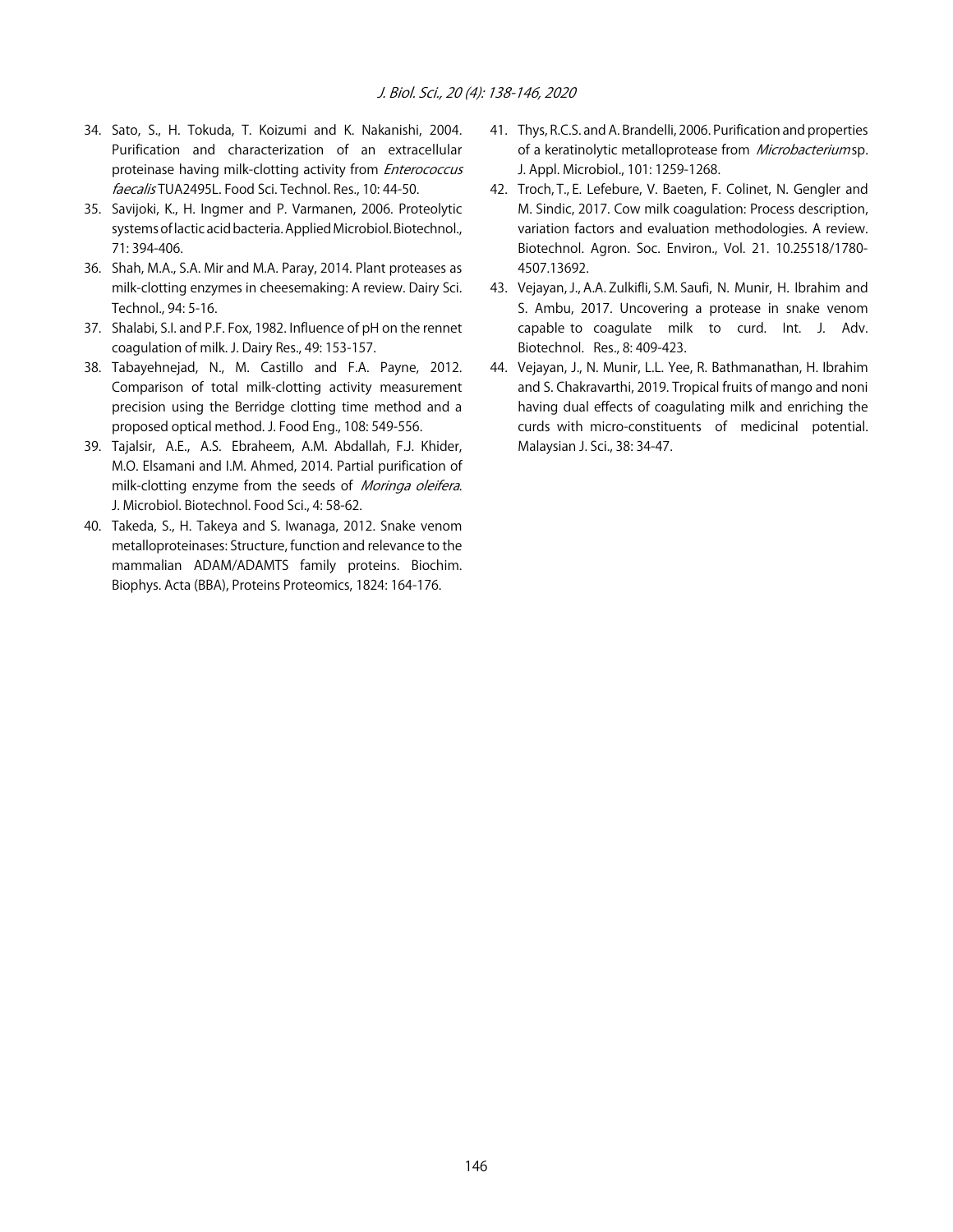34. Sato, S., H. Tokuda, T. Koizumi and K. Nakanishi, 2004. Purification and characterization of an extracellular proteinase having milk-clotting activity from *Enterococcus faecalis* TUA2495L. Food Sci. Technol. Res., 10: 44-50.
35. Savijoki, K., H. Ingmer and P. Varmanen, 2006. Proteolytic systems of lactic acid bacteria. Applied Microbiol. Biotechnol., 71: 394-406.
36. Shah, M.A., S.A. Mir and M.A. Paray, 2014. Plant proteases as milk-clotting enzymes in cheesemaking: A review. Dairy Sci. Technol., 94: 5-16.
37. Shalabi, S.I. and P.F. Fox, 1982. Influence of pH on the rennet coagulation of milk. J. Dairy Res., 49: 153-157.
38. Tabayehnejad, N., M. Castillo and F.A. Payne, 2012. Comparison of total milk-clotting activity measurement precision using the Berridge clotting time method and a proposed optical method. J. Food Eng., 108: 549-556.
39. Tajalsir, A.E., A.S. Ebraheem, A.M. Abdallah, F.J. Khider, M.O. Elsamani and I.M. Ahmed, 2014. Partial purification of milk-clotting enzyme from the seeds of *Moringa oleifera*. J. Microbiol. Biotechnol. Food Sci., 4: 58-62.
40. Takeda, S., H. Takeya and S. Iwanaga, 2012. Snake venom metalloproteinases: Structure, function and relevance to the mammalian ADAM/ADAMTS family proteins. Biochim. Biophys. Acta (BBA), Proteins Proteomics, 1824: 164-176.
41. Thys, R.C.S. and A. Brandelli, 2006. Purification and properties of a keratinolytic metalloprotease from *Microbacterium* sp. J. Appl. Microbiol., 101: 1259-1268.
42. Troch, T., E. Lefebure, V. Baeten, F. Colinet, N. Gengler and M. Sindic, 2017. Cow milk coagulation: Process description, variation factors and evaluation methodologies. A review. Biotechnol. Agron. Soc. Environ., Vol. 21. 10.25518/1780-4507.13692.
43. Vejayan, J., A.A. Zulkifli, S.M. Saufi, N. Munir, H. Ibrahim and S. Ambu, 2017. Uncovering a protease in snake venom capable to coagulate milk to curd. Int. J. Adv. Biotechnol. Res., 8: 409-423.
44. Vejayan, J., N. Munir, L.L. Yee, R. Bathmanathan, H. Ibrahim and S. Chakravarthi, 2019. Tropical fruits of mango and noni having dual effects of coagulating milk and enriching the curds with micro-constituents of medicinal potential. Malaysian J. Sci., 38: 34-47.